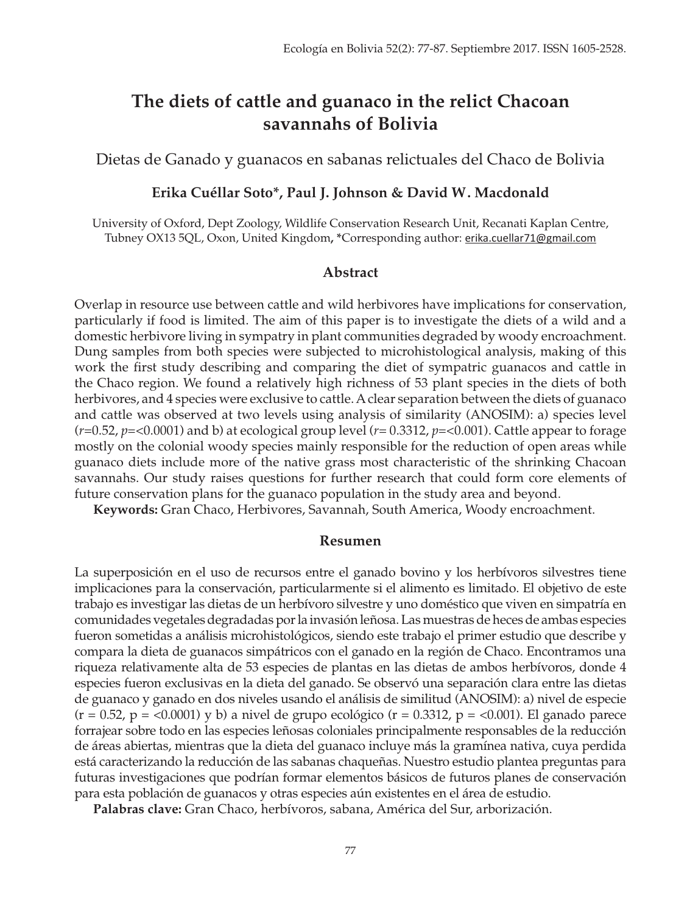# The diets of cattle and guanaco in the relict Chacoan savannahs of Bolivia

Dietas de Ganado y guanacos en sabanas relictuales del Chaco de Bolivia

**Erika Cuéllar Soto\*, Paul J. Johnson & David W. Macdonald**

University of Oxford, Dept Zoology, Wildlife Conservation Research Unit, Recanati Kaplan Centre, Tubney OX13 5QL, Oxon, United Kingdom, \*Corresponding author: erika.cuellar71@gmail.com

## Abstract

Overlap in resource use between cattle and wild herbivores have implications for conservation, particularly if food is limited. The aim of this paper is to investigate the diets of a wild and a domestic herbivore living in sympatry in plant communities degraded by woody encroachment. Dung samples from both species were subjected to microhistological analysis, making of this work the first study describing and comparing the diet of sympatric guanacos and cattle in the Chaco region. We found a relatively high richness of 53 plant species in the diets of both herbivores, and 4 species were exclusive to cattle. A clear separation between the diets of guanaco and cattle was observed at two levels using analysis of similarity (ANOSIM): a) species level ($r$=0.52, $p$=<0.0001) and b) at ecological group level ($r$= 0.3312, $p$=<0.001). Cattle appear to forage mostly on the colonial woody species mainly responsible for the reduction of open areas while guanaco diets include more of the native grass most characteristic of the shrinking Chacoan savannahs. Our study raises questions for further research that could form core elements of future conservation plans for the guanaco population in the study area and beyond.

**Keywords:** Gran Chaco, Herbivores, Savannah, South America, Woody encroachment.

## Resumen

La superposición en el uso de recursos entre el ganado bovino y los herbívoros silvestres tiene implicaciones para la conservación, particularmente si el alimento es limitado. El objetivo de este trabajo es investigar las dietas de un herbívoro silvestre y uno doméstico que viven en simpatría en comunidades vegetales degradadas por la invasión leñosa. Las muestras de heces de ambas especies fueron sometidas a análisis microhistológicos, siendo este trabajo el primer estudio que describe y compara la dieta de guanacos simpátricos con el ganado en la región de Chaco. Encontramos una riqueza relativamente alta de 53 especies de plantas en las dietas de ambos herbívoros, donde 4 especies fueron exclusivas en la dieta del ganado. Se observó una separación clara entre las dietas de guanaco y ganado en dos niveles usando el análisis de similitud (ANOSIM): a) nivel de especie (r = 0.52, p = <0.0001) y b) a nivel de grupo ecológico (r = 0.3312, p = <0.001). El ganado parece forrajear sobre todo en las especies leñosas coloniales principalmente responsables de la reducción de áreas abiertas, mientras que la dieta del guanaco incluye más la gramínea nativa, cuya perdida está caracterizando la reducción de las sabanas chaqueñas. Nuestro estudio plantea preguntas para futuras investigaciones que podrían formar elementos básicos de futuros planes de conservación para esta población de guanacos y otras especies aún existentes en el área de estudio.

**Palabras clave:** Gran Chaco, herbívoros, sabana, América del Sur, arborización.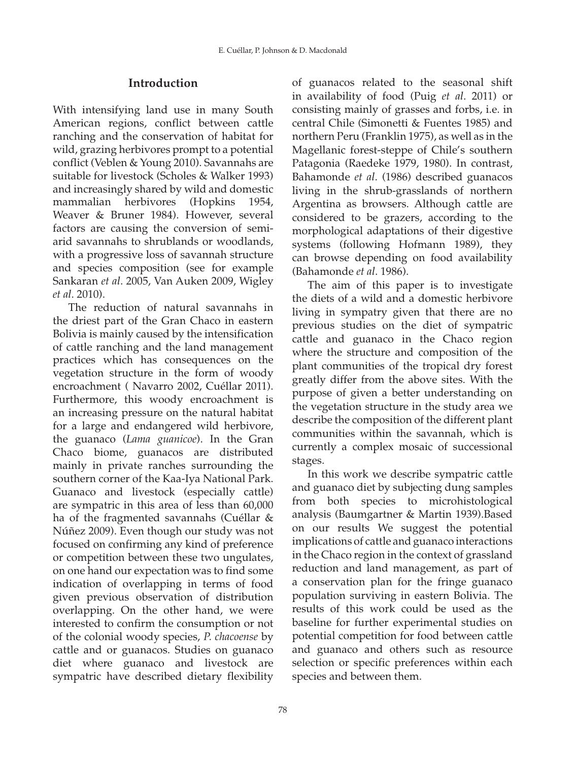## Introduction

With intensifying land use in many South American regions, conflict between cattle ranching and the conservation of habitat for wild, grazing herbivores prompt to a potential conflict (Veblen & Young 2010). Savannahs are suitable for livestock (Scholes & Walker 1993) and increasingly shared by wild and domestic mammalian herbivores (Hopkins 1954, Weaver & Bruner 1984). However, several factors are causing the conversion of semi-arid savannahs to shrublands or woodlands, with a progressive loss of savannah structure and species composition (see for example Sankaran *et al*. 2005, Van Auken 2009, Wigley *et al*. 2010).

The reduction of natural savannahs in the driest part of the Gran Chaco in eastern Bolivia is mainly caused by the intensification of cattle ranching and the land management practices which has consequences on the vegetation structure in the form of woody encroachment ( Navarro 2002, Cuéllar 2011). Furthermore, this woody encroachment is an increasing pressure on the natural habitat for a large and endangered wild herbivore, the guanaco (*Lama guanicoe*). In the Gran Chaco biome, guanacos are distributed mainly in private ranches surrounding the southern corner of the Kaa-Iya National Park. Guanaco and livestock (especially cattle) are sympatric in this area of less than 60,000 ha of the fragmented savannahs (Cuéllar & Núñez 2009). Even though our study was not focused on confirming any kind of preference or competition between these two ungulates, on one hand our expectation was to find some indication of overlapping in terms of food given previous observation of distribution overlapping. On the other hand, we were interested to confirm the consumption or not of the colonial woody species, *P. chacoense* by cattle and or guanacos. Studies on guanaco diet where guanaco and livestock are sympatric have described dietary flexibility of guanacos related to the seasonal shift in availability of food (Puig *et al*. 2011) or consisting mainly of grasses and forbs, i.e. in central Chile (Simonetti & Fuentes 1985) and northern Peru (Franklin 1975), as well as in the Magellanic forest-steppe of Chile's southern Patagonia (Raedeke 1979, 1980). In contrast, Bahamonde *et al*. (1986) described guanacos living in the shrub-grasslands of northern Argentina as browsers. Although cattle are considered to be grazers, according to the morphological adaptations of their digestive systems (following Hofmann 1989), they can browse depending on food availability (Bahamonde *et al*. 1986).

The aim of this paper is to investigate the diets of a wild and a domestic herbivore living in sympatry given that there are no previous studies on the diet of sympatric cattle and guanaco in the Chaco region where the structure and composition of the plant communities of the tropical dry forest greatly differ from the above sites. With the purpose of given a better understanding on the vegetation structure in the study area we describe the composition of the different plant communities within the savannah, which is currently a complex mosaic of successional stages.

In this work we describe sympatric cattle and guanaco diet by subjecting dung samples from both species to microhistological analysis (Baumgartner & Martin 1939).Based on our results We suggest the potential implications of cattle and guanaco interactions in the Chaco region in the context of grassland reduction and land management, as part of a conservation plan for the fringe guanaco population surviving in eastern Bolivia. The results of this work could be used as the baseline for further experimental studies on potential competition for food between cattle and guanaco and others such as resource selection or specific preferences within each species and between them.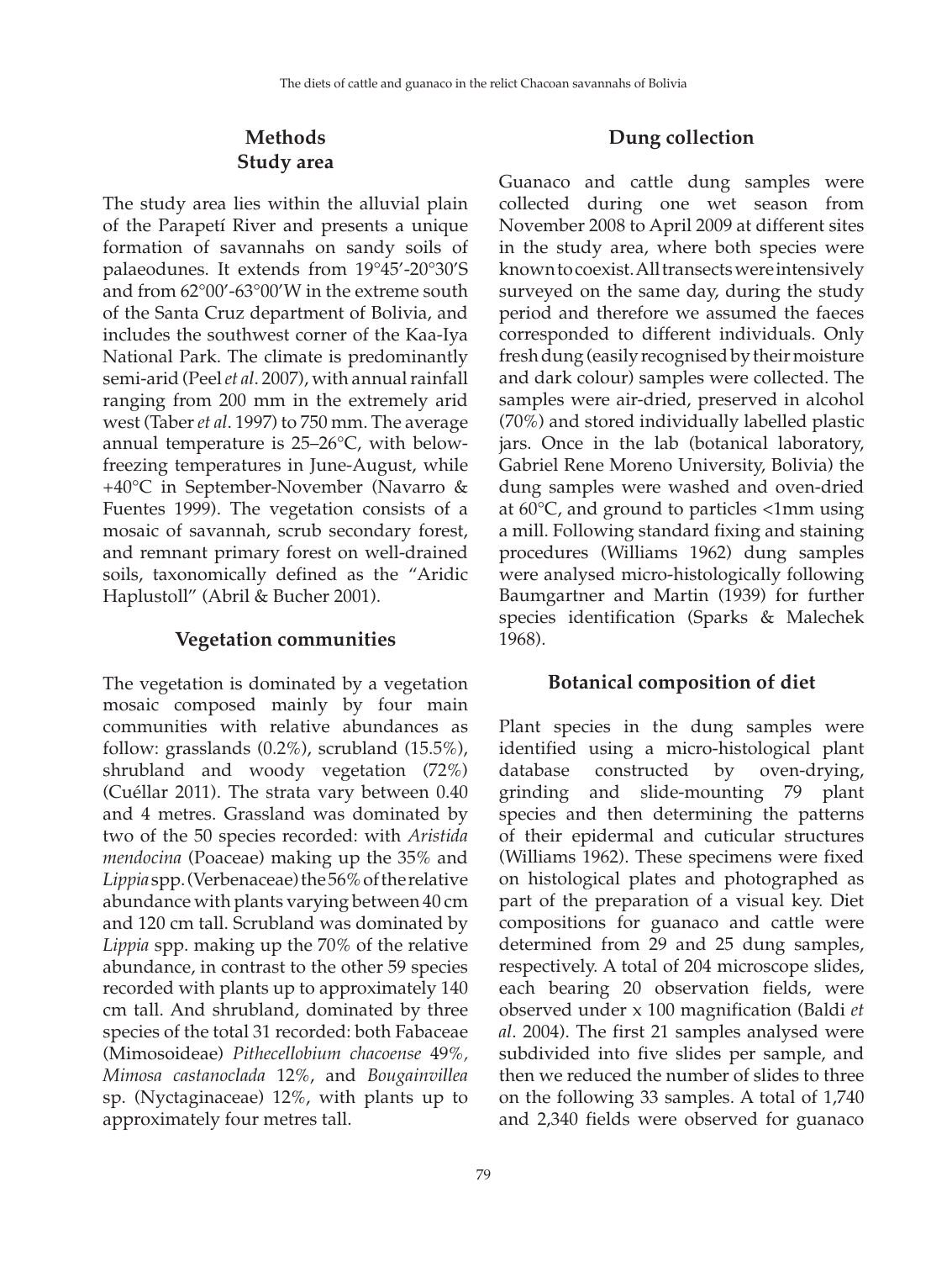## Methods

### Study area

The study area lies within the alluvial plain of the Parapetí River and presents a unique formation of savannahs on sandy soils of palaeodunes. It extends from 19°45'-20°30'S and from 62°00'-63°00'W in the extreme south of the Santa Cruz department of Bolivia, and includes the southwest corner of the Kaa-Iya National Park. The climate is predominantly semi-arid (Peel *et al*. 2007), with annual rainfall ranging from 200 mm in the extremely arid west (Taber *et al*. 1997) to 750 mm. The average annual temperature is 25–26°C, with below-freezing temperatures in June-August, while +40°C in September-November (Navarro & Fuentes 1999). The vegetation consists of a mosaic of savannah, scrub secondary forest, and remnant primary forest on well-drained soils, taxonomically defined as the "Aridic Haplustoll" (Abril & Bucher 2001).

### Vegetation communities

The vegetation is dominated by a vegetation mosaic composed mainly by four main communities with relative abundances as follow: grasslands (0.2%), scrubland (15.5%), shrubland and woody vegetation (72%) (Cuéllar 2011). The strata vary between 0.40 and 4 metres. Grassland was dominated by two of the 50 species recorded: with *Aristida mendocina* (Poaceae) making up the 35% and *Lippia* spp. (Verbenaceae) the 56% of the relative abundance with plants varying between 40 cm and 120 cm tall. Scrubland was dominated by *Lippia* spp. making up the 70% of the relative abundance, in contrast to the other 59 species recorded with plants up to approximately 140 cm tall. And shrubland, dominated by three species of the total 31 recorded: both Fabaceae (Mimosoideae) *Pithecellobium chacoense* 49%, *Mimosa castanoclada* 12%, and *Bougainvillea* sp. (Nyctaginaceae) 12%, with plants up to approximately four metres tall.

### Dung collection

Guanaco and cattle dung samples were collected during one wet season from November 2008 to April 2009 at different sites in the study area, where both species were known to coexist. All transects were intensively surveyed on the same day, during the study period and therefore we assumed the faeces corresponded to different individuals. Only fresh dung (easily recognised by their moisture and dark colour) samples were collected. The samples were air-dried, preserved in alcohol (70%) and stored individually labelled plastic jars. Once in the lab (botanical laboratory, Gabriel Rene Moreno University, Bolivia) the dung samples were washed and oven-dried at 60°C, and ground to particles <1mm using a mill. Following standard fixing and staining procedures (Williams 1962) dung samples were analysed micro-histologically following Baumgartner and Martin (1939) for further species identification (Sparks & Malechek 1968).

### Botanical composition of diet

Plant species in the dung samples were identified using a micro-histological plant database constructed by oven-drying, grinding and slide-mounting 79 plant species and then determining the patterns of their epidermal and cuticular structures (Williams 1962). These specimens were fixed on histological plates and photographed as part of the preparation of a visual key. Diet compositions for guanaco and cattle were determined from 29 and 25 dung samples, respectively. A total of 204 microscope slides, each bearing 20 observation fields, were observed under x 100 magnification (Baldi *et al*. 2004). The first 21 samples analysed were subdivided into five slides per sample, and then we reduced the number of slides to three on the following 33 samples. A total of 1,740 and 2,340 fields were observed for guanaco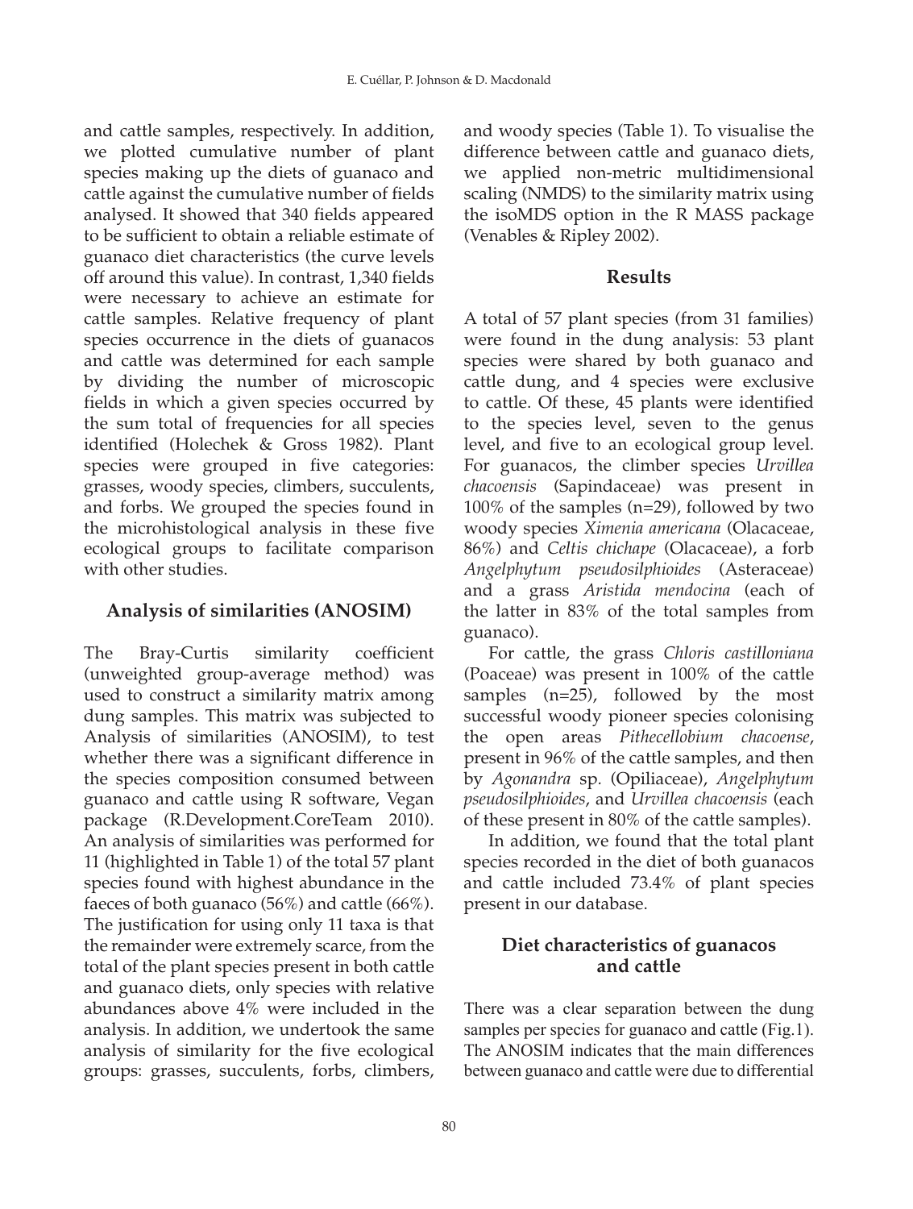and cattle samples, respectively. In addition, we plotted cumulative number of plant species making up the diets of guanaco and cattle against the cumulative number of fields analysed. It showed that 340 fields appeared to be sufficient to obtain a reliable estimate of guanaco diet characteristics (the curve levels off around this value). In contrast, 1,340 fields were necessary to achieve an estimate for cattle samples. Relative frequency of plant species occurrence in the diets of guanacos and cattle was determined for each sample by dividing the number of microscopic fields in which a given species occurred by the sum total of frequencies for all species identified (Holechek & Gross 1982). Plant species were grouped in five categories: grasses, woody species, climbers, succulents, and forbs. We grouped the species found in the microhistological analysis in these five ecological groups to facilitate comparison with other studies.

## Analysis of similarities (ANOSIM)

The Bray-Curtis similarity coefficient (unweighted group-average method) was used to construct a similarity matrix among dung samples. This matrix was subjected to Analysis of similarities (ANOSIM), to test whether there was a significant difference in the species composition consumed between guanaco and cattle using R software, Vegan package (R.Development.CoreTeam 2010). An analysis of similarities was performed for 11 (highlighted in Table 1) of the total 57 plant species found with highest abundance in the faeces of both guanaco (56%) and cattle (66%). The justification for using only 11 taxa is that the remainder were extremely scarce, from the total of the plant species present in both cattle and guanaco diets, only species with relative abundances above 4% were included in the analysis. In addition, we undertook the same analysis of similarity for the five ecological groups: grasses, succulents, forbs, climbers, and woody species (Table 1). To visualise the difference between cattle and guanaco diets, we applied non-metric multidimensional scaling (NMDS) to the similarity matrix using the isoMDS option in the R MASS package (Venables & Ripley 2002).

## Results

A total of 57 plant species (from 31 families) were found in the dung analysis: 53 plant species were shared by both guanaco and cattle dung, and 4 species were exclusive to cattle. Of these, 45 plants were identified to the species level, seven to the genus level, and five to an ecological group level. For guanacos, the climber species *Urvillea chacoensis* (Sapindaceae) was present in 100% of the samples (n=29), followed by two woody species *Ximenia americana* (Olacaceae, 86%) and *Celtis chichape* (Olacaceae), a forb *Angelphytum pseudosilphioides* (Asteraceae) and a grass *Aristida mendocina* (each of the latter in 83% of the total samples from guanaco).

For cattle, the grass *Chloris castilloniana* (Poaceae) was present in 100% of the cattle samples (n=25), followed by the most successful woody pioneer species colonising the open areas *Pithecellobium chacoense*, present in 96% of the cattle samples, and then by *Agonandra* sp. (Opiliaceae), *Angelphytum pseudosilphioides*, and *Urvillea chacoensis* (each of these present in 80% of the cattle samples).

In addition, we found that the total plant species recorded in the diet of both guanacos and cattle included 73.4% of plant species present in our database.

## Diet characteristics of guanacos and cattle

There was a clear separation between the dung samples per species for guanaco and cattle (Fig.1). The ANOSIM indicates that the main differences between guanaco and cattle were due to differential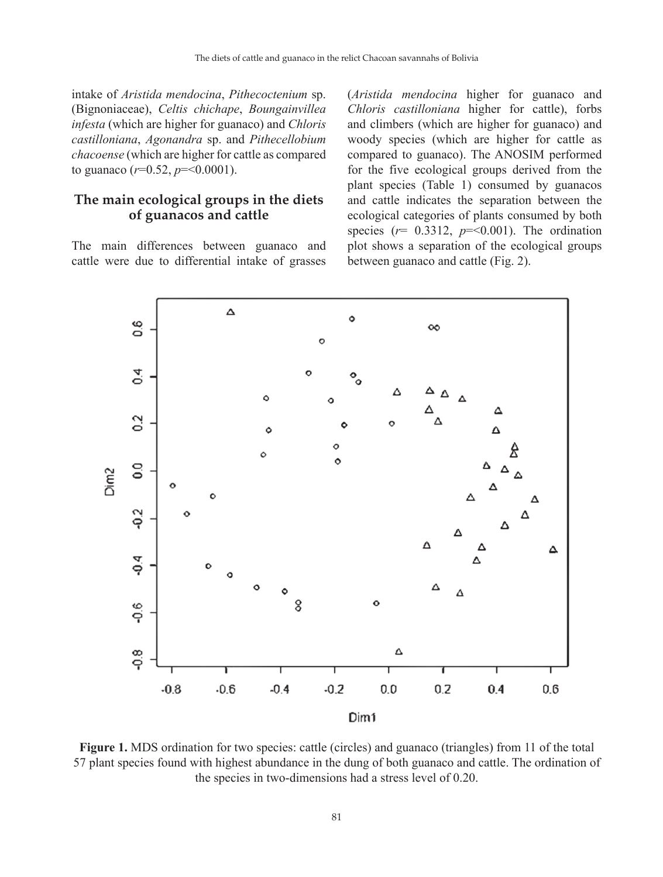intake of *Aristida mendocina*, *Pithecoctenium* sp. (Bignoniaceae), *Celtis chichape*, *Boungainvillea infesta* (which are higher for guanaco) and *Chloris castilloniana*, *Agonandra* sp. and *Pithecellobium chacoense* (which are higher for cattle as compared to guanaco ($r$=0.52, $p$=<0.0001).

## The main ecological groups in the diets of guanacos and cattle

The main differences between guanaco and cattle were due to differential intake of grasses (*Aristida mendocina* higher for guanaco and *Chloris castilloniana* higher for cattle), forbs and climbers (which are higher for guanaco) and woody species (which are higher for cattle as compared to guanaco). The ANOSIM performed for the five ecological groups derived from the plant species (Table 1) consumed by guanacos and cattle indicates the separation between the ecological categories of plants consumed by both species ($r$= 0.3312, $p$=<0.001). The ordination plot shows a separation of the ecological groups between guanaco and cattle (Fig. 2).

**Figure 1.** MDS ordination for two species: cattle (circles) and guanaco (triangles) from 11 of the total 57 plant species found with highest abundance in the dung of both guanaco and cattle. The ordination of the species in two-dimensions had a stress level of 0.20.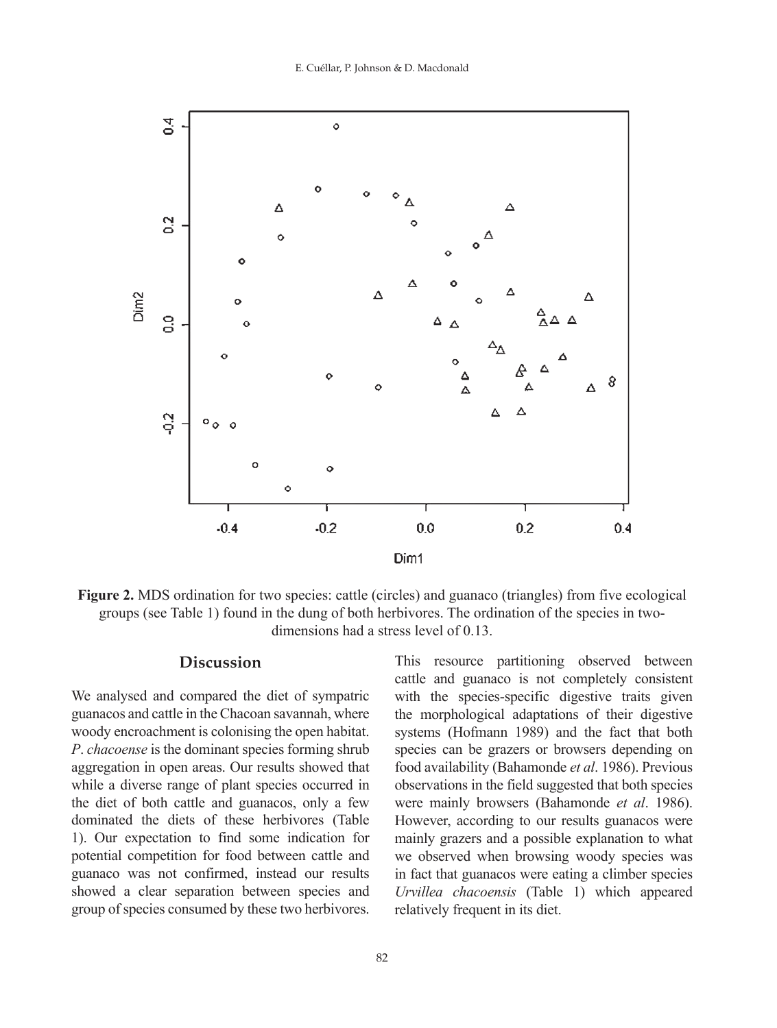**Figure 2.** MDS ordination for two species: cattle (circles) and guanaco (triangles) from five ecological groups (see Table 1) found in the dung of both herbivores. The ordination of the species in two-dimensions had a stress level of 0.13.

## Discussion

We analysed and compared the diet of sympatric guanacos and cattle in the Chacoan savannah, where woody encroachment is colonising the open habitat. *P. chacoense* is the dominant species forming shrub aggregation in open areas. Our results showed that while a diverse range of plant species occurred in the diet of both cattle and guanacos, only a few dominated the diets of these herbivores (Table 1). Our expectation to find some indication for potential competition for food between cattle and guanaco was not confirmed, instead our results showed a clear separation between species and group of species consumed by these two herbivores. This resource partitioning observed between cattle and guanaco is not completely consistent with the species-specific digestive traits given the morphological adaptations of their digestive systems (Hofmann 1989) and the fact that both species can be grazers or browsers depending on food availability (Bahamonde *et al*. 1986). Previous observations in the field suggested that both species were mainly browsers (Bahamonde *et al*. 1986). However, according to our results guanacos were mainly grazers and a possible explanation to what we observed when browsing woody species was in fact that guanacos were eating a climber species *Urvillea chacoensis* (Table 1) which appeared relatively frequent in its diet.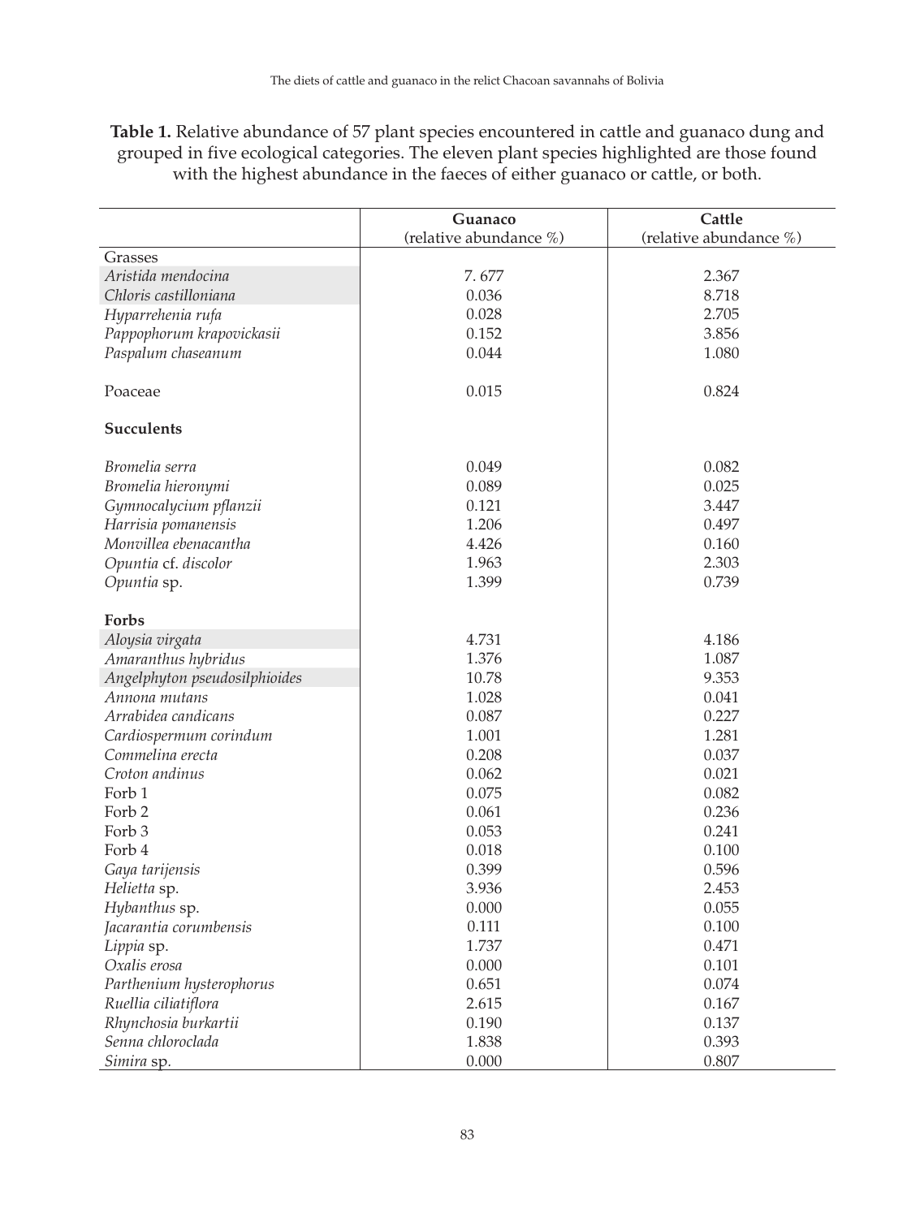**Table 1.** Relative abundance of 57 plant species encountered in cattle and guanaco dung and grouped in five ecological categories. The eleven plant species highlighted are those found with the highest abundance in the faeces of either guanaco or cattle, or both.

| | Guanaco (relative abundance %) | Cattle (relative abundance %) |
|---|---|---|
| Grasses | | |
| *Aristida mendocina* | 7. 677 | 2.367 |
| *Chloris castilloniana* | 0.036 | 8.718 |
| *Hyparrehenia rufa* | 0.028 | 2.705 |
| *Pappophorum krapovickasii* | 0.152 | 3.856 |
| *Paspalum chaseanum* | 0.044 | 1.080 |
| Poaceae | 0.015 | 0.824 |
| **Succulents** | | |
| *Bromelia serra* | 0.049 | 0.082 |
| *Bromelia hieronymi* | 0.089 | 0.025 |
| *Gymnocalycium pflanzii* | 0.121 | 3.447 |
| *Harrisia pomanensis* | 1.206 | 0.497 |
| *Monvillea ebenacantha* | 4.426 | 0.160 |
| *Opuntia* cf. *discolor* | 1.963 | 2.303 |
| *Opuntia* sp. | 1.399 | 0.739 |
| **Forbs** | | |
| *Aloysia virgata* | 4.731 | 4.186 |
| *Amaranthus hybridus* | 1.376 | 1.087 |
| *Angelphyton pseudosilphioides* | 10.78 | 9.353 |
| *Annona mutans* | 1.028 | 0.041 |
| *Arrabidea candicans* | 0.087 | 0.227 |
| *Cardiospermum corindum* | 1.001 | 1.281 |
| *Commelina erecta* | 0.208 | 0.037 |
| *Croton andinus* | 0.062 | 0.021 |
| Forb 1 | 0.075 | 0.082 |
| Forb 2 | 0.061 | 0.236 |
| Forb 3 | 0.053 | 0.241 |
| Forb 4 | 0.018 | 0.100 |
| *Gaya tarijensis* | 0.399 | 0.596 |
| *Helietta* sp. | 3.936 | 2.453 |
| *Hybanthus* sp. | 0.000 | 0.055 |
| *Jacarantia corumbensis* | 0.111 | 0.100 |
| *Lippia* sp. | 1.737 | 0.471 |
| *Oxalis erosa* | 0.000 | 0.101 |
| *Parthenium hysterophorus* | 0.651 | 0.074 |
| *Ruellia ciliatiflora* | 2.615 | 0.167 |
| *Rhynchosia burkartii* | 0.190 | 0.137 |
| *Senna chloroclada* | 1.838 | 0.393 |
| *Simira* sp. | 0.000 | 0.807 |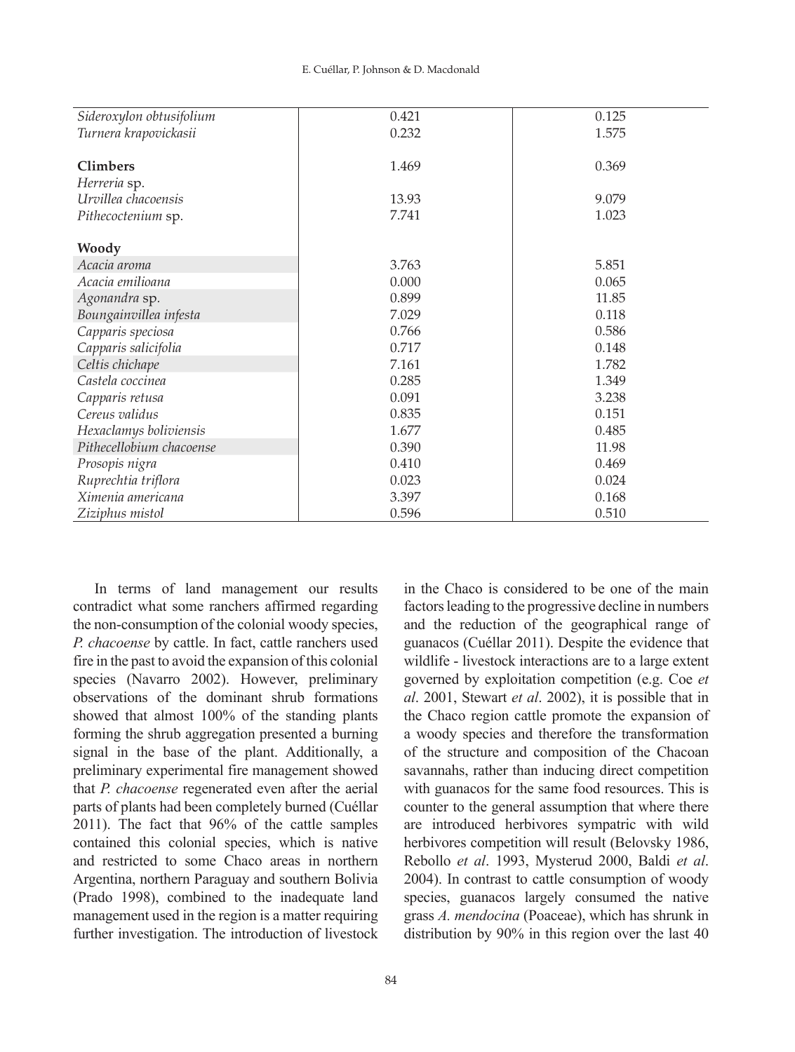| | | |
|---|---|---|
| *Sideroxylon obtusifolium* | 0.421 | 0.125 |
| *Turnera krapovickasii* | 0.232 | 1.575 |
| | | |
| **Climbers** | 1.469 | 0.369 |
| *Herreria* sp. | | |
| *Urvillea chacoensis* | 13.93 | 9.079 |
| *Pithecoctenium* sp. | 7.741 | 1.023 |
| | | |
| **Woody** | | |
| *Acacia aroma* | 3.763 | 5.851 |
| *Acacia emilioana* | 0.000 | 0.065 |
| *Agonandra* sp. | 0.899 | 11.85 |
| *Boungainvillea infesta* | 7.029 | 0.118 |
| *Capparis speciosa* | 0.766 | 0.586 |
| *Capparis salicifolia* | 0.717 | 0.148 |
| *Celtis chichape* | 7.161 | 1.782 |
| *Castela coccinea* | 0.285 | 1.349 |
| *Capparis retusa* | 0.091 | 3.238 |
| *Cereus validus* | 0.835 | 0.151 |
| *Hexaclamys boliviensis* | 1.677 | 0.485 |
| *Pithecellobium chacoense* | 0.390 | 11.98 |
| *Prosopis nigra* | 0.410 | 0.469 |
| *Ruprechtia triflora* | 0.023 | 0.024 |
| *Ximenia americana* | 3.397 | 0.168 |
| *Ziziphus mistol* | 0.596 | 0.510 |

In terms of land management our results contradict what some ranchers affirmed regarding the non-consumption of the colonial woody species, *P. chacoense* by cattle. In fact, cattle ranchers used fire in the past to avoid the expansion of this colonial species (Navarro 2002). However, preliminary observations of the dominant shrub formations showed that almost 100% of the standing plants forming the shrub aggregation presented a burning signal in the base of the plant. Additionally, a preliminary experimental fire management showed that *P. chacoense* regenerated even after the aerial parts of plants had been completely burned (Cuéllar 2011). The fact that 96% of the cattle samples contained this colonial species, which is native and restricted to some Chaco areas in northern Argentina, northern Paraguay and southern Bolivia (Prado 1998), combined to the inadequate land management used in the region is a matter requiring further investigation. The introduction of livestock in the Chaco is considered to be one of the main factors leading to the progressive decline in numbers and the reduction of the geographical range of guanacos (Cuéllar 2011). Despite the evidence that wildlife - livestock interactions are to a large extent governed by exploitation competition (e.g. Coe *et al*. 2001, Stewart *et al*. 2002), it is possible that in the Chaco region cattle promote the expansion of a woody species and therefore the transformation of the structure and composition of the Chacoan savannahs, rather than inducing direct competition with guanacos for the same food resources. This is counter to the general assumption that where there are introduced herbivores sympatric with wild herbivores competition will result (Belovsky 1986, Rebollo *et al*. 1993, Mysterud 2000, Baldi *et al*. 2004). In contrast to cattle consumption of woody species, guanacos largely consumed the native grass *A. mendocina* (Poaceae), which has shrunk in distribution by 90% in this region over the last 40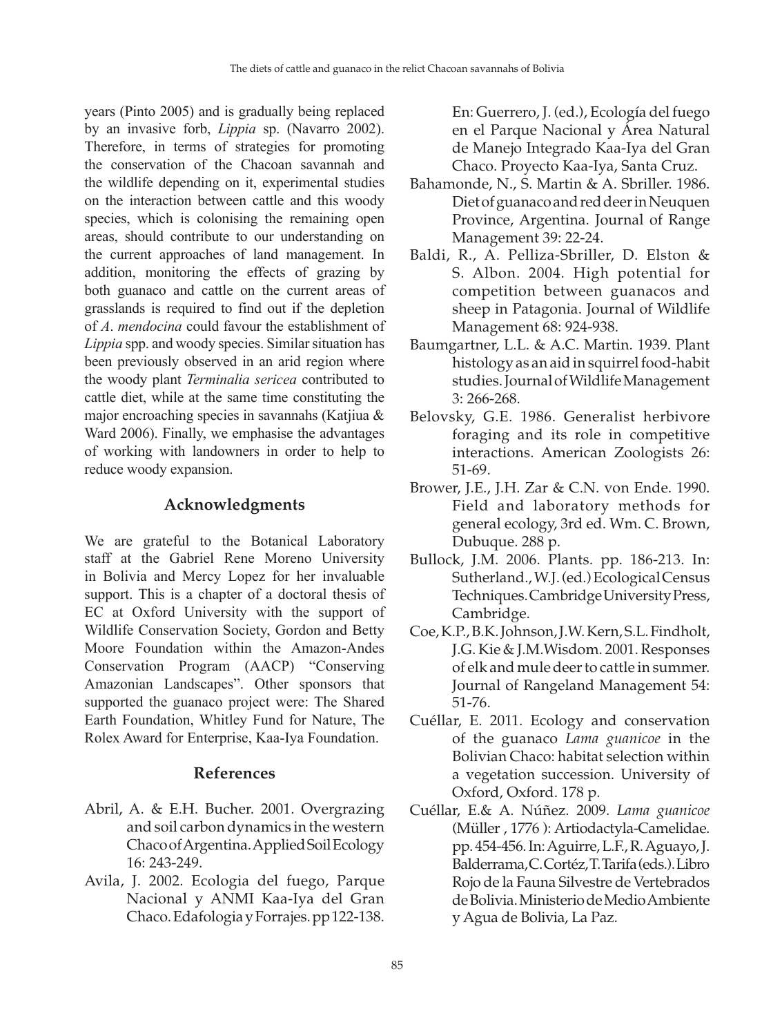years (Pinto 2005) and is gradually being replaced by an invasive forb, *Lippia* sp. (Navarro 2002). Therefore, in terms of strategies for promoting the conservation of the Chacoan savannah and the wildlife depending on it, experimental studies on the interaction between cattle and this woody species, which is colonising the remaining open areas, should contribute to our understanding on the current approaches of land management. In addition, monitoring the effects of grazing by both guanaco and cattle on the current areas of grasslands is required to find out if the depletion of *A. mendocina* could favour the establishment of *Lippia* spp. and woody species. Similar situation has been previously observed in an arid region where the woody plant *Terminalia sericea* contributed to cattle diet, while at the same time constituting the major encroaching species in savannahs (Katjiua & Ward 2006). Finally, we emphasise the advantages of working with landowners in order to help to reduce woody expansion.

## Acknowledgments

We are grateful to the Botanical Laboratory staff at the Gabriel Rene Moreno University in Bolivia and Mercy Lopez for her invaluable support. This is a chapter of a doctoral thesis of EC at Oxford University with the support of Wildlife Conservation Society, Gordon and Betty Moore Foundation within the Amazon-Andes Conservation Program (AACP) "Conserving Amazonian Landscapes". Other sponsors that supported the guanaco project were: The Shared Earth Foundation, Whitley Fund for Nature, The Rolex Award for Enterprise, Kaa-Iya Foundation.

## References

Abril, A. & E.H. Bucher. 2001. Overgrazing and soil carbon dynamics in the western Chaco of Argentina. Applied Soil Ecology 16: 243-249.

Avila, J. 2002. Ecologia del fuego, Parque Nacional y ANMI Kaa-Iya del Gran Chaco. Edafologia y Forrajes. pp 122-138. En: Guerrero, J. (ed.), Ecología del fuego en el Parque Nacional y Área Natural de Manejo Integrado Kaa-Iya del Gran Chaco. Proyecto Kaa-Iya, Santa Cruz.

Bahamonde, N., S. Martin & A. Sbriller. 1986. Diet of guanaco and red deer in Neuquen Province, Argentina. Journal of Range Management 39: 22-24.

Baldi, R., A. Pelliza-Sbriller, D. Elston & S. Albon. 2004. High potential for competition between guanacos and sheep in Patagonia. Journal of Wildlife Management 68: 924-938.

Baumgartner, L.L. & A.C. Martin. 1939. Plant histology as an aid in squirrel food-habit studies. Journal of Wildlife Management 3: 266-268.

Belovsky, G.E. 1986. Generalist herbivore foraging and its role in competitive interactions. American Zoologists 26: 51-69.

Brower, J.E., J.H. Zar & C.N. von Ende. 1990. Field and laboratory methods for general ecology, 3rd ed. Wm. C. Brown, Dubuque. 288 p.

Bullock, J.M. 2006. Plants. pp. 186-213. In: Sutherland., W.J. (ed.) Ecological Census Techniques. Cambridge University Press, Cambridge.

Coe, K.P., B.K. Johnson, J.W. Kern, S.L. Findholt, J.G. Kie & J.M.Wisdom. 2001. Responses of elk and mule deer to cattle in summer. Journal of Rangeland Management 54: 51-76.

Cuéllar, E. 2011. Ecology and conservation of the guanaco *Lama guanicoe* in the Bolivian Chaco: habitat selection within a vegetation succession. University of Oxford, Oxford. 178 p.

Cuéllar, E.& A. Núñez. 2009. *Lama guanicoe* (Müller , 1776 ): Artiodactyla-Camelidae. pp. 454-456. In: Aguirre, L.F., R. Aguayo, J. Balderrama, C. Cortéz, T. Tarifa (eds.). Libro Rojo de la Fauna Silvestre de Vertebrados de Bolivia. Ministerio de Medio Ambiente y Agua de Bolivia, La Paz.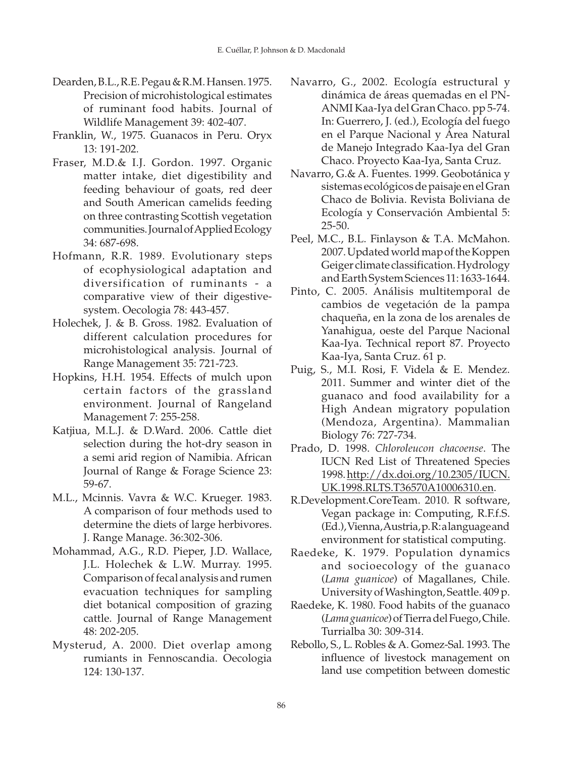Dearden, B.L., R.E. Pegau & R.M. Hansen. 1975. Precision of microhistological estimates of ruminant food habits. Journal of Wildlife Management 39: 402-407.

Franklin, W., 1975. Guanacos in Peru. Oryx 13: 191-202.

Fraser, M.D.& I.J. Gordon. 1997. Organic matter intake, diet digestibility and feeding behaviour of goats, red deer and South American camelids feeding on three contrasting Scottish vegetation communities. Journal of Applied Ecology 34: 687-698.

Hofmann, R.R. 1989. Evolutionary steps of ecophysiological adaptation and diversification of ruminants - a comparative view of their digestive-system. Oecologia 78: 443-457.

Holechek, J. & B. Gross. 1982. Evaluation of different calculation procedures for microhistological analysis. Journal of Range Management 35: 721-723.

Hopkins, H.H. 1954. Effects of mulch upon certain factors of the grassland environment. Journal of Rangeland Management 7: 255-258.

Katjiua, M.L.J. & D.Ward. 2006. Cattle diet selection during the hot-dry season in a semi arid region of Namibia. African Journal of Range & Forage Science 23: 59-67.

M.L., Mcinnis. Vavra & W.C. Krueger. 1983. A comparison of four methods used to determine the diets of large herbivores. J. Range Manage. 36:302-306.

Mohammad, A.G., R.D. Pieper, J.D. Wallace, J.L. Holechek & L.W. Murray. 1995. Comparison of fecal analysis and rumen evacuation techniques for sampling diet botanical composition of grazing cattle. Journal of Range Management 48: 202-205.

Mysterud, A. 2000. Diet overlap among rumiants in Fennoscandia. Oecologia 124: 130-137.

Navarro, G., 2002. Ecología estructural y dinámica de áreas quemadas en el PN-ANMI Kaa-Iya del Gran Chaco. pp 5-74. In: Guerrero, J. (ed.), Ecología del fuego en el Parque Nacional y Área Natural de Manejo Integrado Kaa-Iya del Gran Chaco. Proyecto Kaa-Iya, Santa Cruz.

Navarro, G.& A. Fuentes. 1999. Geobotánica y sistemas ecológicos de paisaje en el Gran Chaco de Bolivia. Revista Boliviana de Ecología y Conservación Ambiental 5: 25-50.

Peel, M.C., B.L. Finlayson & T.A. McMahon. 2007. Updated world map of the Koppen Geiger climate classification. Hydrology and Earth System Sciences 11: 1633-1644.

Pinto, C. 2005. Análisis multitemporal de cambios de vegetación de la pampa chaqueña, en la zona de los arenales de Yanahigua, oeste del Parque Nacional Kaa-Iya. Technical report 87. Proyecto Kaa-Iya, Santa Cruz. 61 p.

Puig, S., M.I. Rosi, F. Videla & E. Mendez. 2011. Summer and winter diet of the guanaco and food availability for a High Andean migratory population (Mendoza, Argentina). Mammalian Biology 76: 727-734.

Prado, D. 1998. *Chloroleucon chacoense*. The IUCN Red List of Threatened Species 1998. http://dx.doi.org/10.2305/IUCN.UK.1998.RLTS.T36570A10006310.en.

R.Development.CoreTeam. 2010. R software, Vegan package in: Computing, R.F.f.S. (Ed.), Vienna, Austria, p. R: a language and environment for statistical computing.

Raedeke, K. 1979. Population dynamics and socioecology of the guanaco (*Lama guanicoe*) of Magallanes, Chile. University of Washington, Seattle. 409 p.

Raedeke, K. 1980. Food habits of the guanaco (*Lama guanicoe*) of Tierra del Fuego, Chile. Turrialba 30: 309-314.

Rebollo, S., L. Robles & A. Gomez-Sal. 1993. The influence of livestock management on land use competition between domestic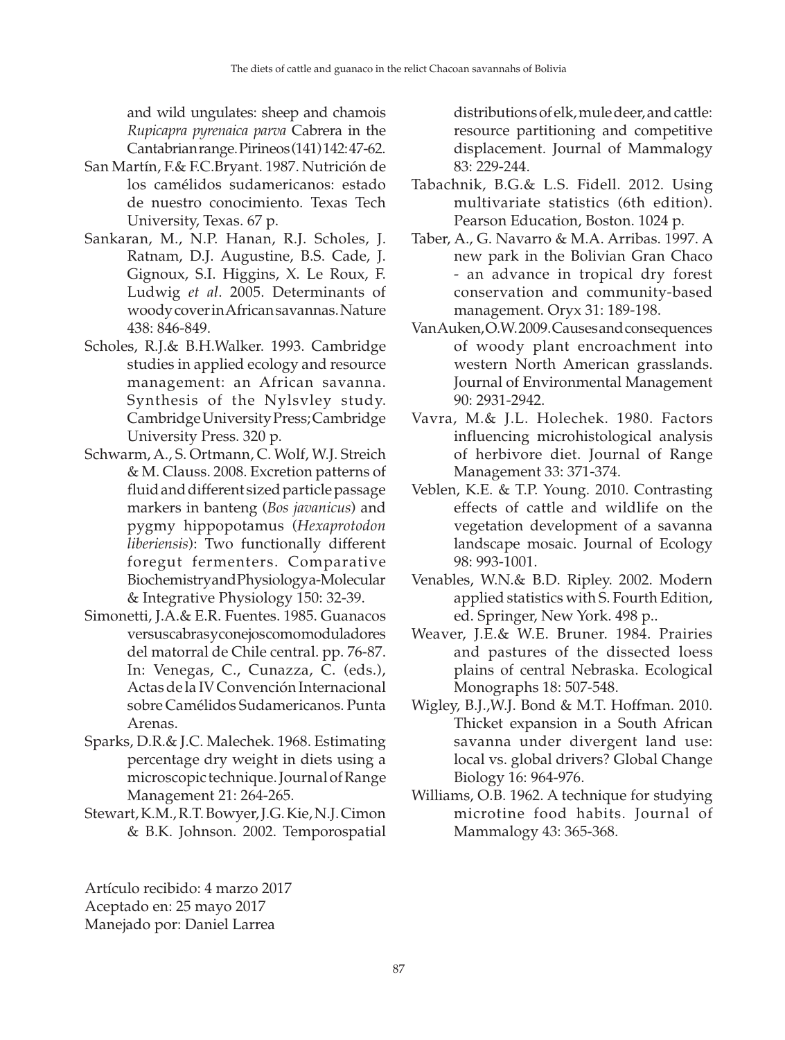and wild ungulates: sheep and chamois *Rupicapra pyrenaica parva* Cabrera in the Cantabrian range. Pirineos (141) 142: 47-62.

San Martín, F.& F.C.Bryant. 1987. Nutrición de los camélidos sudamericanos: estado de nuestro conocimiento. Texas Tech University, Texas. 67 p.

Sankaran, M., N.P. Hanan, R.J. Scholes, J. Ratnam, D.J. Augustine, B.S. Cade, J. Gignoux, S.I. Higgins, X. Le Roux, F. Ludwig *et al*. 2005. Determinants of woody cover in African savannas. Nature 438: 846-849.

Scholes, R.J.& B.H.Walker. 1993. Cambridge studies in applied ecology and resource management: an African savanna. Synthesis of the Nylsvley study. Cambridge University Press; Cambridge University Press. 320 p.

Schwarm, A., S. Ortmann, C. Wolf, W.J. Streich & M. Clauss. 2008. Excretion patterns of fluid and different sized particle passage markers in banteng (*Bos javanicus*) and pygmy hippopotamus (*Hexaprotodon liberiensis*): Two functionally different foregut fermenters. Comparative Biochemistry and Physiology a-Molecular & Integrative Physiology 150: 32-39.

Simonetti, J.A.& E.R. Fuentes. 1985. Guanacos versus cabras y conejos como moduladores del matorral de Chile central. pp. 76-87. In: Venegas, C., Cunazza, C. (eds.), Actas de la IV Convención Internacional sobre Camélidos Sudamericanos. Punta Arenas.

Sparks, D.R.& J.C. Malechek. 1968. Estimating percentage dry weight in diets using a microscopic technique. Journal of Range Management 21: 264-265.

Stewart, K.M., R.T. Bowyer, J.G. Kie, N.J. Cimon & B.K. Johnson. 2002. Temporospatial distributions of elk, mule deer, and cattle: resource partitioning and competitive displacement. Journal of Mammalogy 83: 229-244.

Tabachnik, B.G.& L.S. Fidell. 2012. Using multivariate statistics (6th edition). Pearson Education, Boston. 1024 p.

Taber, A., G. Navarro & M.A. Arribas. 1997. A new park in the Bolivian Gran Chaco - an advance in tropical dry forest conservation and community-based management. Oryx 31: 189-198.

Van Auken, O.W. 2009. Causes and consequences of woody plant encroachment into western North American grasslands. Journal of Environmental Management 90: 2931-2942.

Vavra, M.& J.L. Holechek. 1980. Factors influencing microhistological analysis of herbivore diet. Journal of Range Management 33: 371-374.

Veblen, K.E. & T.P. Young. 2010. Contrasting effects of cattle and wildlife on the vegetation development of a savanna landscape mosaic. Journal of Ecology 98: 993-1001.

Venables, W.N.& B.D. Ripley. 2002. Modern applied statistics with S. Fourth Edition, ed. Springer, New York. 498 p..

Weaver, J.E.& W.E. Bruner. 1984. Prairies and pastures of the dissected loess plains of central Nebraska. Ecological Monographs 18: 507-548.

Wigley, B.J.,W.J. Bond & M.T. Hoffman. 2010. Thicket expansion in a South African savanna under divergent land use: local vs. global drivers? Global Change Biology 16: 964-976.

Williams, O.B. 1962. A technique for studying microtine food habits. Journal of Mammalogy 43: 365-368.

Artículo recibido: 4 marzo 2017
Aceptado en: 25 mayo 2017
Manejado por: Daniel Larrea